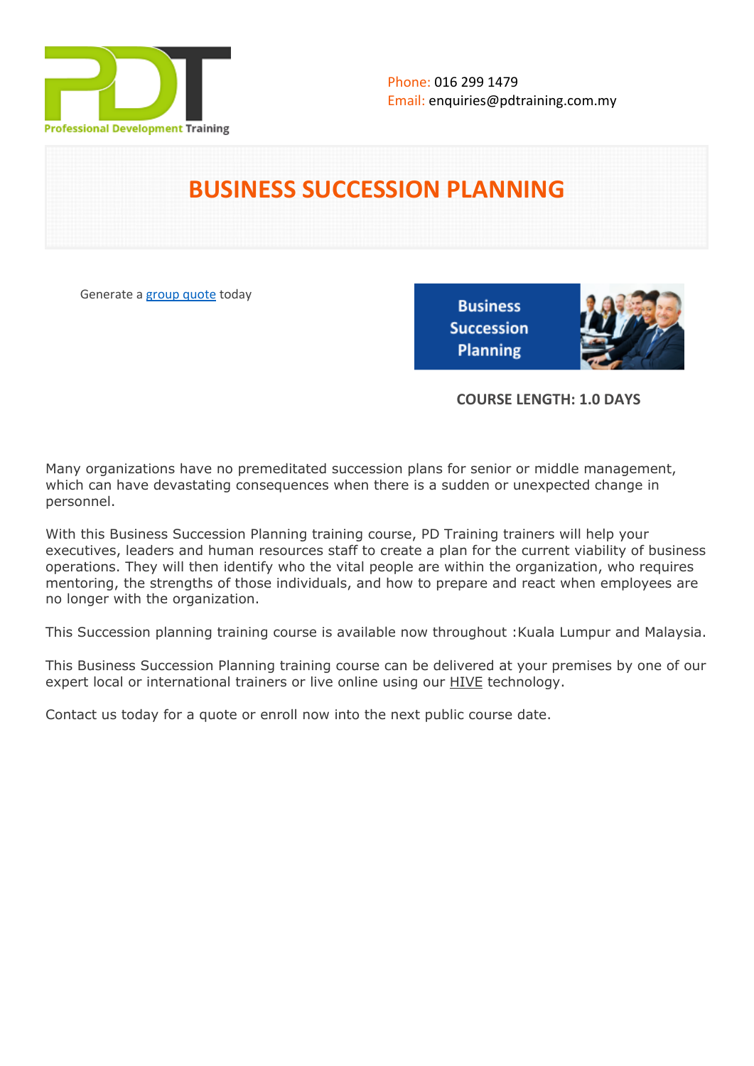Phone: 016 299 1479
Email: enquiries@pdtraining.com.my

# BUSINESS SUCCESSION PLANNING

Generate a group quote today

**COURSE LENGTH: 1.0 DAYS**

Many organizations have no premeditated succession plans for senior or middle management, which can have devastating consequences when there is a sudden or unexpected change in personnel.

With this Business Succession Planning training course, PD Training trainers will help your executives, leaders and human resources staff to create a plan for the current viability of business operations. They will then identify who the vital people are within the organization, who requires mentoring, the strengths of those individuals, and how to prepare and react when employees are no longer with the organization.

This Succession planning training course is available now throughout :Kuala Lumpur and Malaysia.

This Business Succession Planning training course can be delivered at your premises by one of our expert local or international trainers or live online using our HIVE technology.

Contact us today for a quote or enroll now into the next public course date.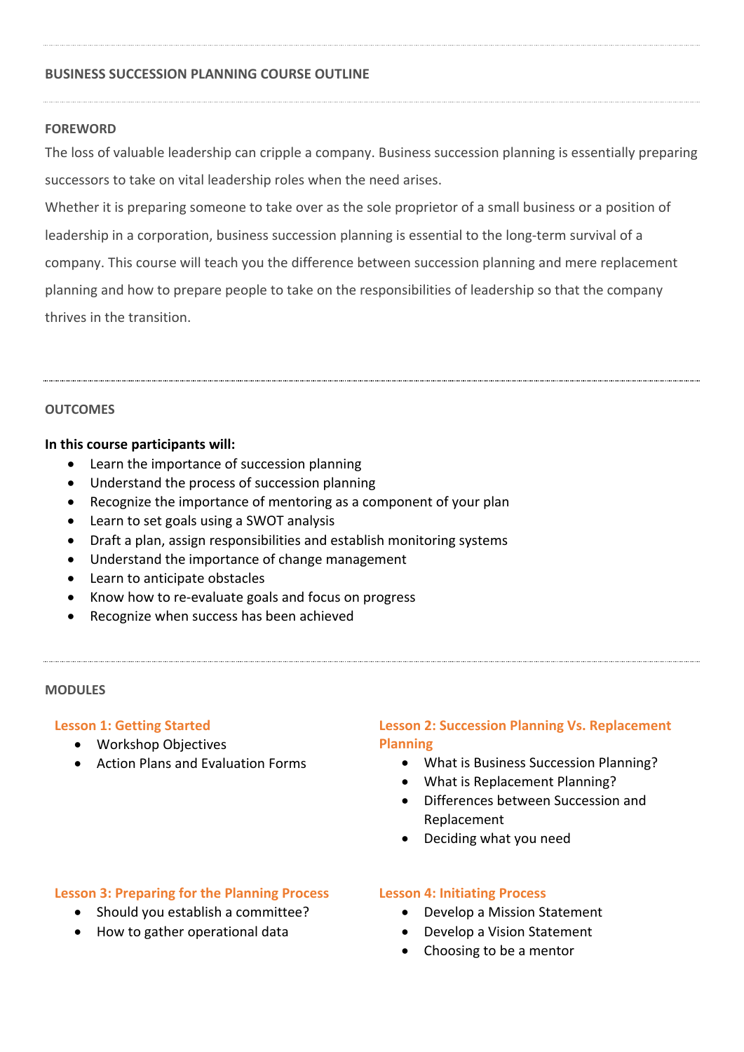## BUSINESS SUCCESSION PLANNING COURSE OUTLINE

### FOREWORD

The loss of valuable leadership can cripple a company. Business succession planning is essentially preparing successors to take on vital leadership roles when the need arises.

Whether it is preparing someone to take over as the sole proprietor of a small business or a position of leadership in a corporation, business succession planning is essential to the long-term survival of a company. This course will teach you the difference between succession planning and mere replacement planning and how to prepare people to take on the responsibilities of leadership so that the company thrives in the transition.

### OUTCOMES

**In this course participants will:**

- Learn the importance of succession planning
- Understand the process of succession planning
- Recognize the importance of mentoring as a component of your plan
- Learn to set goals using a SWOT analysis
- Draft a plan, assign responsibilities and establish monitoring systems
- Understand the importance of change management
- Learn to anticipate obstacles
- Know how to re-evaluate goals and focus on progress
- Recognize when success has been achieved

### MODULES

#### Lesson 1: Getting Started

- Workshop Objectives
- Action Plans and Evaluation Forms

#### Lesson 2: Succession Planning Vs. Replacement Planning

- What is Business Succession Planning?
- What is Replacement Planning?
- Differences between Succession and Replacement
- Deciding what you need

#### Lesson 3: Preparing for the Planning Process

- Should you establish a committee?
- How to gather operational data

#### Lesson 4: Initiating Process

- Develop a Mission Statement
- Develop a Vision Statement
- Choosing to be a mentor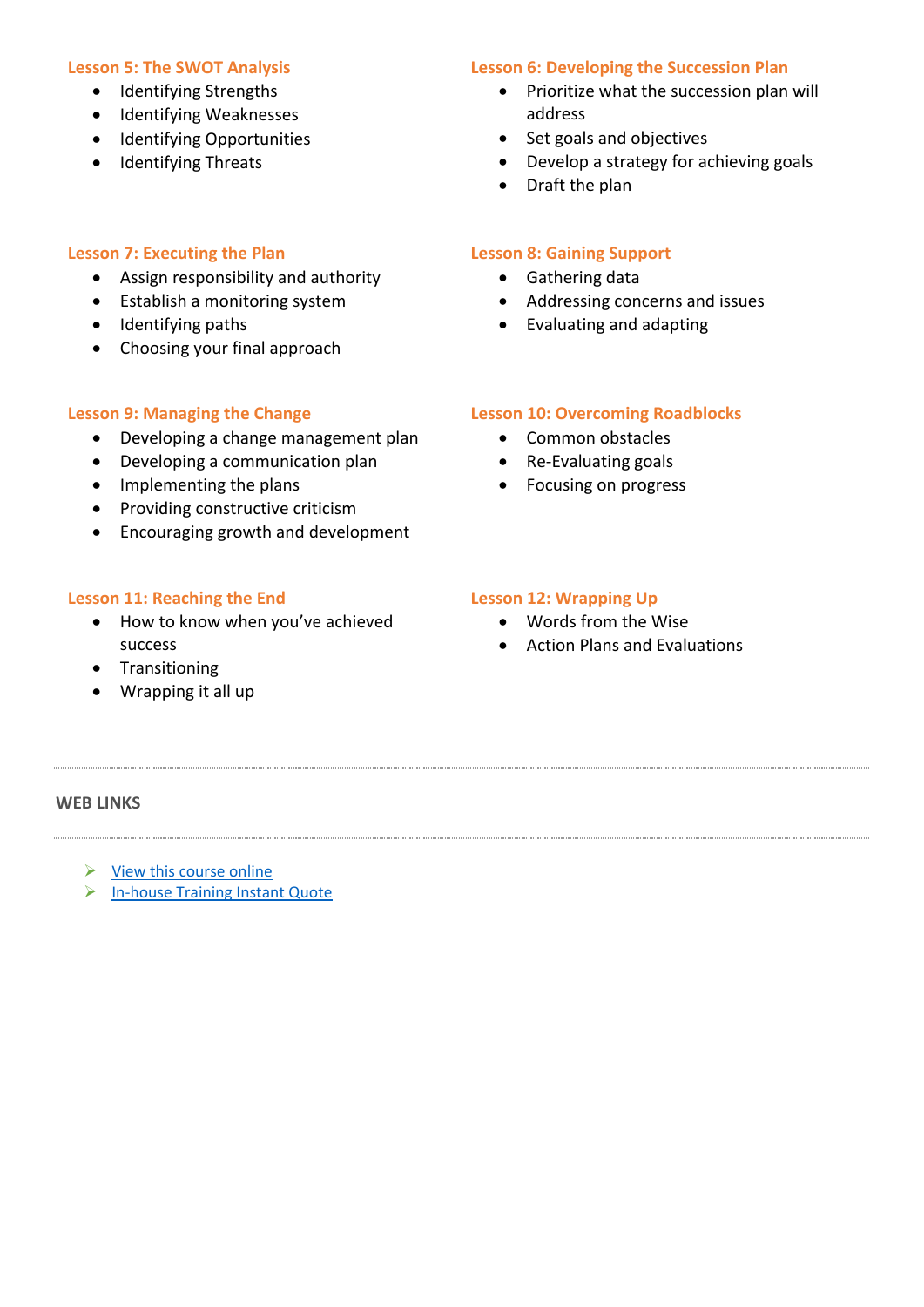### Lesson 5: The SWOT Analysis

- Identifying Strengths
- Identifying Weaknesses
- Identifying Opportunities
- Identifying Threats

### Lesson 6: Developing the Succession Plan

- Prioritize what the succession plan will address
- Set goals and objectives
- Develop a strategy for achieving goals
- Draft the plan

### Lesson 7: Executing the Plan

- Assign responsibility and authority
- Establish a monitoring system
- Identifying paths
- Choosing your final approach

### Lesson 8: Gaining Support

- Gathering data
- Addressing concerns and issues
- Evaluating and adapting

### Lesson 9: Managing the Change

- Developing a change management plan
- Developing a communication plan
- Implementing the plans
- Providing constructive criticism
- Encouraging growth and development

### Lesson 10: Overcoming Roadblocks

- Common obstacles
- Re-Evaluating goals
- Focusing on progress

### Lesson 11: Reaching the End

- How to know when you've achieved success
- Transitioning
- Wrapping it all up

### Lesson 12: Wrapping Up

- Words from the Wise
- Action Plans and Evaluations

---

## WEB LINKS

---

- View this course online
- In-house Training Instant Quote